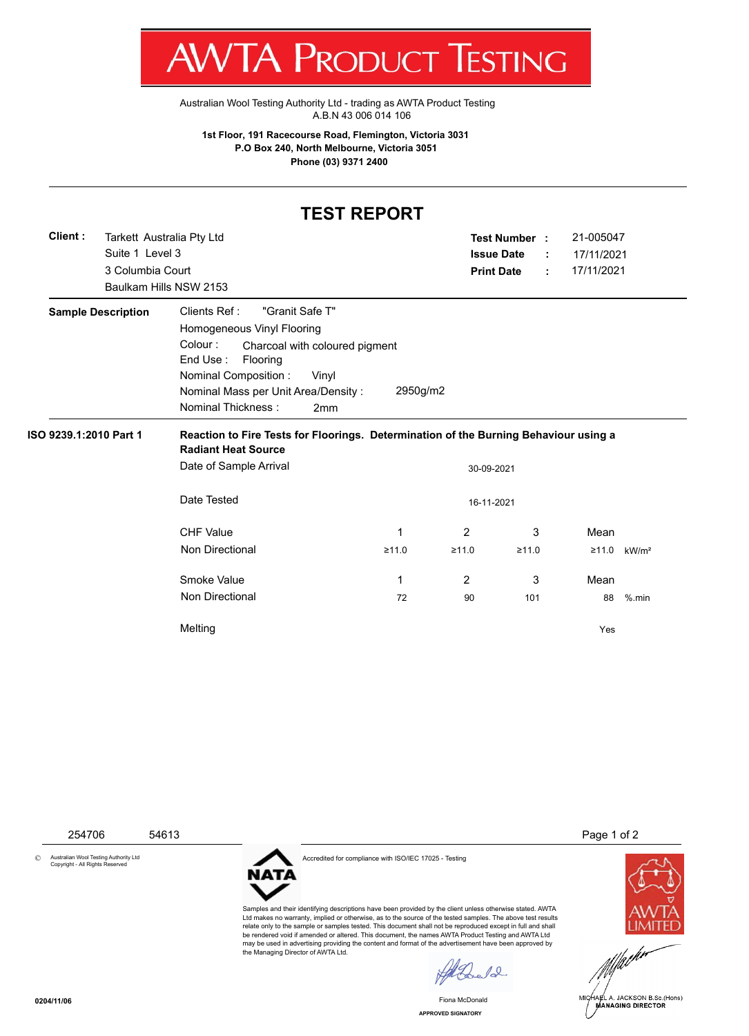# AWTA PRODUCT TESTING

Australian Wool Testing Authority Ltd - trading as AWTA Product Testing
A.B.N 43 006 014 106

**1st Floor, 191 Racecourse Road, Flemington, Victoria 3031**
**P.O Box 240, North Melbourne, Victoria 3051**
**Phone (03) 9371 2400**

## TEST REPORT

**Client :** Tarkett Australia Pty Ltd
Suite 1 Level 3
3 Columbia Court
Baulkam Hills NSW 2153

**Test Number :** 21-005047
**Issue Date :** 17/11/2021
**Print Date :** 17/11/2021

**Sample Description**

Clients Ref : "Granit Safe T"
Homogeneous Vinyl Flooring
Colour : Charcoal with coloured pigment
End Use : Flooring
Nominal Composition : Vinyl
Nominal Mass per Unit Area/Density : 2950g/m2
Nominal Thickness : 2mm

**ISO 9239.1:2010 Part 1**

**Reaction to Fire Tests for Floorings. Determination of the Burning Behaviour using a Radiant Heat Source**

Date of Sample Arrival: 30-09-2021

Date Tested: 16-11-2021

| | 1 | 2 | 3 | Mean | |
|---|---|---|---|---|---|
| CHF Value Non Directional | ≥11.0 | ≥11.0 | ≥11.0 | ≥11.0 | kW/m² |
| Smoke Value Non Directional | 72 | 90 | 101 | 88 | %.min |
| Melting | | | | Yes | |

254706 54613

© Australian Wool Testing Authority Ltd Copyright - All Rights Reserved

NATA

Accredited for compliance with ISO/IEC 17025 - Testing

Samples and their identifying descriptions have been provided by the client unless otherwise stated. AWTA Ltd makes no warranty, implied or otherwise, as to the source of the tested samples. The above test results relate only to the sample or samples tested. This document shall not be reproduced except in full and shall be rendered void if amended or altered. This document, the names AWTA Product Testing and AWTA Ltd may be used in advertising providing the content and format of the advertisement have been approved by the Managing Director of AWTA Ltd.

Fiona McDonald
APPROVED SIGNATORY

MICHAEL A. JACKSON B.Sc.(Hons)
MANAGING DIRECTOR

0204/11/06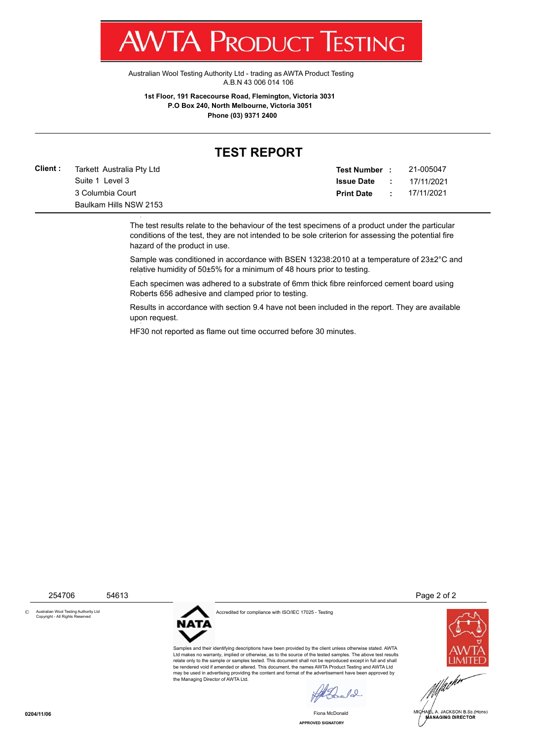# AWTA PRODUCT TESTING

Australian Wool Testing Authority Ltd - trading as AWTA Product Testing
A.B.N 43 006 014 106

**1st Floor, 191 Racecourse Road, Flemington, Victoria 3031**
**P.O Box 240, North Melbourne, Victoria 3051**
**Phone (03) 9371 2400**

## TEST REPORT

**Client :** Tarkett Australia Pty Ltd
Suite 1 Level 3
3 Columbia Court
Baulkam Hills NSW 2153

**Test Number :** 21-005047
**Issue Date :** 17/11/2021
**Print Date :** 17/11/2021

The test results relate to the behaviour of the test specimens of a product under the particular conditions of the test, they are not intended to be sole criterion for assessing the potential fire hazard of the product in use.

Sample was conditioned in accordance with BSEN 13238:2010 at a temperature of 23±2°C and relative humidity of 50±5% for a minimum of 48 hours prior to testing.

Each specimen was adhered to a substrate of 6mm thick fibre reinforced cement board using Roberts 656 adhesive and clamped prior to testing.

Results in accordance with section 9.4 have not been included in the report. They are available upon request.

HF30 not reported as flame out time occurred before 30 minutes.

254706 54613

© Australian Wool Testing Authority Ltd
Copyright - All Rights Reserved

NATA

Accredited for compliance with ISO/IEC 17025 - Testing

Samples and their identifying descriptions have been provided by the client unless otherwise stated. AWTA Ltd makes no warranty, implied or otherwise, as to the source of the tested samples. The above test results relate only to the sample or samples tested. This document shall not be reproduced except in full and shall be rendered void if amended or altered. This document, the names AWTA Product Testing and AWTA Ltd may be used in advertising providing the content and format of the advertisement have been approved by the Managing Director of AWTA Ltd.

Fiona McDonald
**APPROVED SIGNATORY**

AWTA LIMITED

MICHAEL A. JACKSON B.Sc.(Hons)
**MANAGING DIRECTOR**

0204/11/06